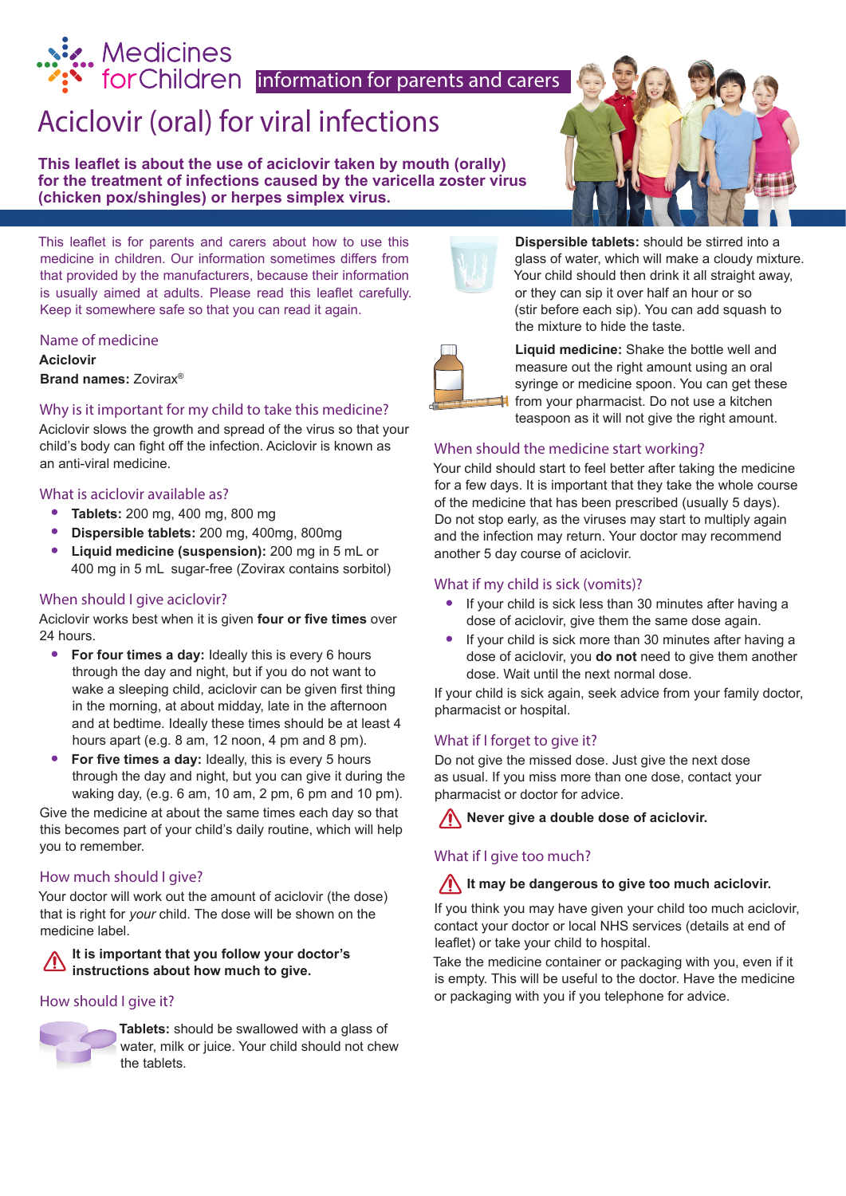Medicines for Children information for parents and carers

# Aciclovir (oral) for viral infections

**This leaflet is about the use of aciclovir taken by mouth (orally) for the treatment of infections caused by the varicella zoster virus (chicken pox/shingles) or herpes simplex virus.**

This leaflet is for parents and carers about how to use this medicine in children. Our information sometimes differs from that provided by the manufacturers, because their information is usually aimed at adults. Please read this leaflet carefully. Keep it somewhere safe so that you can read it again.

## Name of medicine

**Aciclovir**

**Brand names:** Zovirax®

## Why is it important for my child to take this medicine?

Aciclovir slows the growth and spread of the virus so that your child's body can fight off the infection. Aciclovir is known as an anti-viral medicine.

## What is aciclovir available as?

- **Tablets:** 200 mg, 400 mg, 800 mg
- **Dispersible tablets:** 200 mg, 400mg, 800mg
- **Liquid medicine (suspension):** 200 mg in 5 mL or 400 mg in 5 mL sugar-free (Zovirax contains sorbitol)

## When should I give aciclovir?

Aciclovir works best when it is given **four or five times** over 24 hours.

- **For four times a day:** Ideally this is every 6 hours through the day and night, but if you do not want to wake a sleeping child, aciclovir can be given first thing in the morning, at about midday, late in the afternoon and at bedtime. Ideally these times should be at least 4 hours apart (e.g. 8 am, 12 noon, 4 pm and 8 pm).
- **For five times a day:** Ideally, this is every 5 hours through the day and night, but you can give it during the waking day, (e.g. 6 am, 10 am, 2 pm, 6 pm and 10 pm).

Give the medicine at about the same times each day so that this becomes part of your child's daily routine, which will help you to remember.

## How much should I give?

Your doctor will work out the amount of aciclovir (the dose) that is right for *your* child. The dose will be shown on the medicine label.

**It is important that you follow your doctor's instructions about how much to give.**

## How should I give it?

**Tablets:** should be swallowed with a glass of water, milk or juice. Your child should not chew the tablets.

**Dispersible tablets:** should be stirred into a glass of water, which will make a cloudy mixture. Your child should then drink it all straight away, or they can sip it over half an hour or so (stir before each sip). You can add squash to the mixture to hide the taste.

**Liquid medicine:** Shake the bottle well and measure out the right amount using an oral syringe or medicine spoon. You can get these from your pharmacist. Do not use a kitchen teaspoon as it will not give the right amount.

## When should the medicine start working?

Your child should start to feel better after taking the medicine for a few days. It is important that they take the whole course of the medicine that has been prescribed (usually 5 days). Do not stop early, as the viruses may start to multiply again and the infection may return. Your doctor may recommend another 5 day course of aciclovir.

## What if my child is sick (vomits)?

- If your child is sick less than 30 minutes after having a dose of aciclovir, give them the same dose again.
- If your child is sick more than 30 minutes after having a dose of aciclovir, you **do not** need to give them another dose. Wait until the next normal dose.

If your child is sick again, seek advice from your family doctor, pharmacist or hospital.

## What if I forget to give it?

Do not give the missed dose. Just give the next dose as usual. If you miss more than one dose, contact your pharmacist or doctor for advice.

**Never give a double dose of aciclovir.**

## What if I give too much?

**It may be dangerous to give too much aciclovir.**

If you think you may have given your child too much aciclovir, contact your doctor or local NHS services (details at end of leaflet) or take your child to hospital.

Take the medicine container or packaging with you, even if it is empty. This will be useful to the doctor. Have the medicine or packaging with you if you telephone for advice.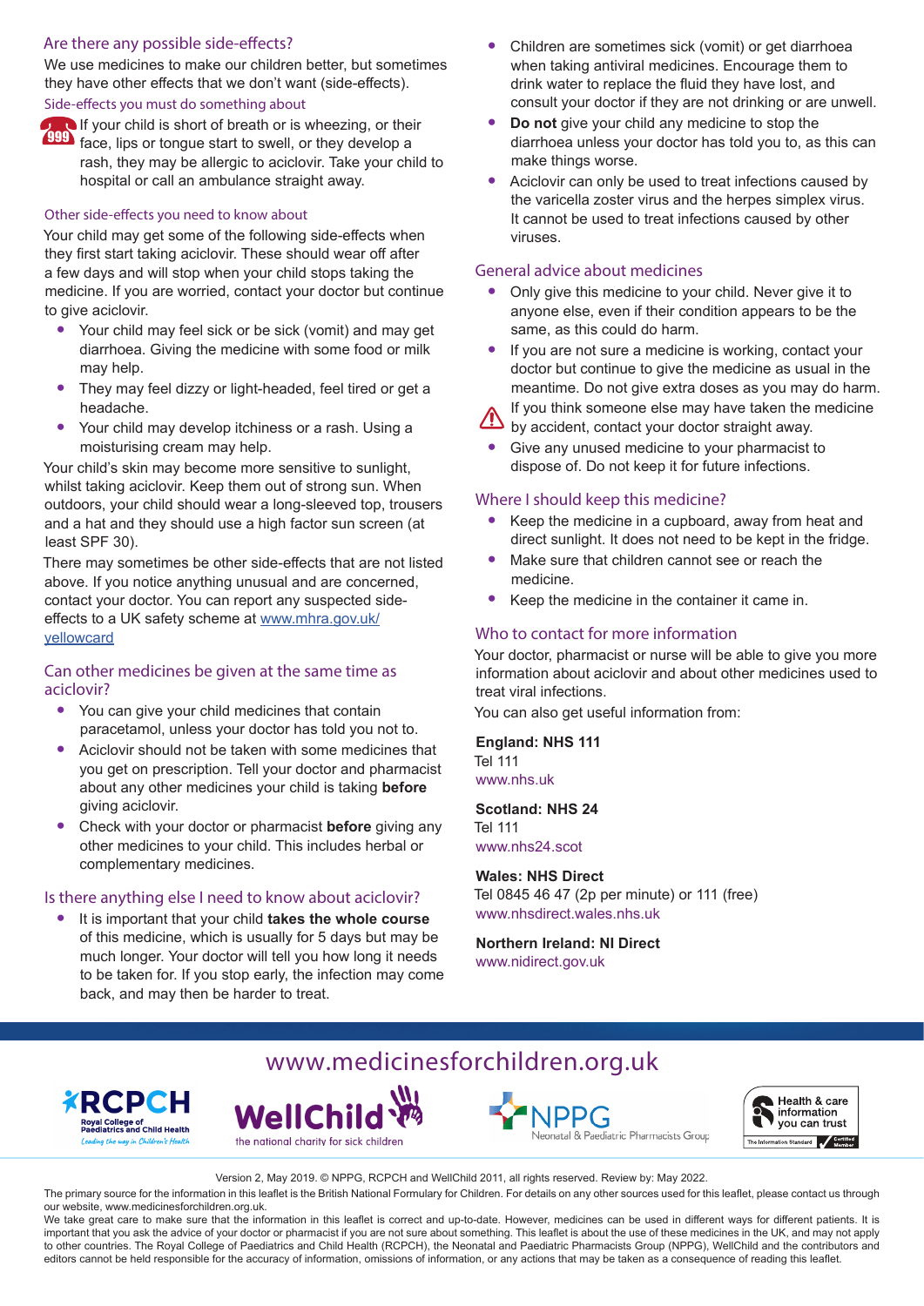## Are there any possible side-effects?

We use medicines to make our children better, but sometimes they have other effects that we don't want (side-effects).

### Side-effects you must do something about

If your child is short of breath or is wheezing, or their face, lips or tongue start to swell, or they develop a rash, they may be allergic to aciclovir. Take your child to hospital or call an ambulance straight away.

### Other side-effects you need to know about

Your child may get some of the following side-effects when they first start taking aciclovir. These should wear off after a few days and will stop when your child stops taking the medicine. If you are worried, contact your doctor but continue to give aciclovir.

- Your child may feel sick or be sick (vomit) and may get diarrhoea. Giving the medicine with some food or milk may help.
- They may feel dizzy or light-headed, feel tired or get a headache.
- Your child may develop itchiness or a rash. Using a moisturising cream may help.

Your child's skin may become more sensitive to sunlight, whilst taking aciclovir. Keep them out of strong sun. When outdoors, your child should wear a long-sleeved top, trousers and a hat and they should use a high factor sun screen (at least SPF 30).

There may sometimes be other side-effects that are not listed above. If you notice anything unusual and are concerned, contact your doctor. You can report any suspected side-effects to a UK safety scheme at www.mhra.gov.uk/yellowcard

## Can other medicines be given at the same time as aciclovir?

- You can give your child medicines that contain paracetamol, unless your doctor has told you not to.
- Aciclovir should not be taken with some medicines that you get on prescription. Tell your doctor and pharmacist about any other medicines your child is taking **before** giving aciclovir.
- Check with your doctor or pharmacist **before** giving any other medicines to your child. This includes herbal or complementary medicines.

## Is there anything else I need to know about aciclovir?

- It is important that your child **takes the whole course** of this medicine, which is usually for 5 days but may be much longer. Your doctor will tell you how long it needs to be taken for. If you stop early, the infection may come back, and may then be harder to treat.
- Children are sometimes sick (vomit) or get diarrhoea when taking antiviral medicines. Encourage them to drink water to replace the fluid they have lost, and consult your doctor if they are not drinking or are unwell.
- **Do not** give your child any medicine to stop the diarrhoea unless your doctor has told you to, as this can make things worse.
- Aciclovir can only be used to treat infections caused by the varicella zoster virus and the herpes simplex virus. It cannot be used to treat infections caused by other viruses.

## General advice about medicines

- Only give this medicine to your child. Never give it to anyone else, even if their condition appears to be the same, as this could do harm.
- If you are not sure a medicine is working, contact your doctor but continue to give the medicine as usual in the meantime. Do not give extra doses as you may do harm.
- If you think someone else may have taken the medicine by accident, contact your doctor straight away.
- Give any unused medicine to your pharmacist to dispose of. Do not keep it for future infections.

## Where I should keep this medicine?

- Keep the medicine in a cupboard, away from heat and direct sunlight. It does not need to be kept in the fridge.
- Make sure that children cannot see or reach the medicine.
- Keep the medicine in the container it came in.

## Who to contact for more information

Your doctor, pharmacist or nurse will be able to give you more information about aciclovir and about other medicines used to treat viral infections.

You can also get useful information from:

**England: NHS 111**
Tel 111
www.nhs.uk

**Scotland: NHS 24**
Tel 111
www.nhs24.scot

**Wales: NHS Direct**
Tel 0845 46 47 (2p per minute) or 111 (free)
www.nhsdirect.wales.nhs.uk

**Northern Ireland: NI Direct**
www.nidirect.gov.uk

www.medicinesforchildren.org.uk

RCPCH Royal College of Paediatrics and Child Health — Leading the way in Children's Health

WellChild — the national charity for sick children

NPPG — Neonatal & Paediatric Pharmacists Group

Health & care information you can trust — The Information Standard — Certified Member

Version 2, May 2019. © NPPG, RCPCH and WellChild 2011, all rights reserved. Review by: May 2022.

The primary source for the information in this leaflet is the British National Formulary for Children. For details on any other sources used for this leaflet, please contact us through our website, www.medicinesforchildren.org.uk.

We take great care to make sure that the information in this leaflet is correct and up-to-date. However, medicines can be used in different ways for different patients. It is important that you ask the advice of your doctor or pharmacist if you are not sure about something. This leaflet is about the use of these medicines in the UK, and may not apply to other countries. The Royal College of Paediatrics and Child Health (RCPCH), the Neonatal and Paediatric Pharmacists Group (NPPG), WellChild and the contributors and editors cannot be held responsible for the accuracy of information, omissions of information, or any actions that may be taken as a consequence of reading this leaflet.